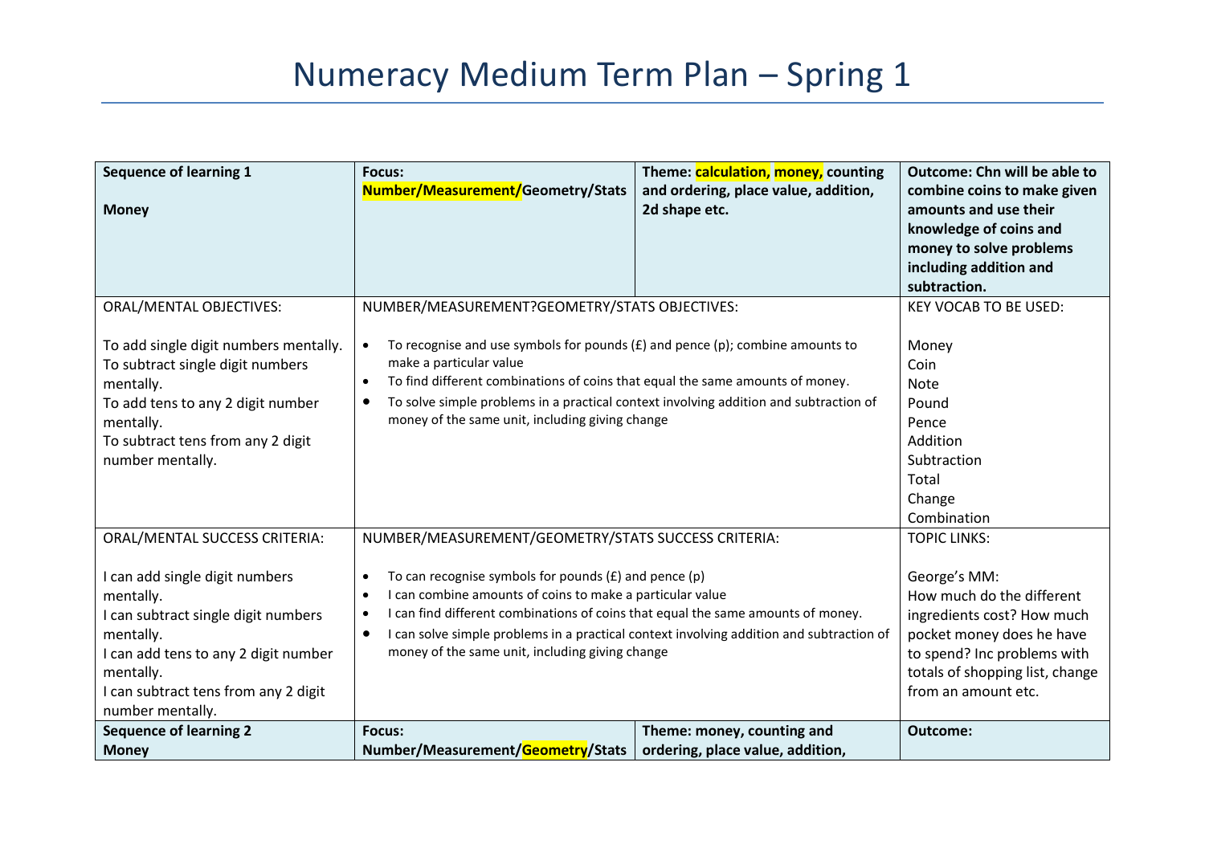# Numeracy Medium Term Plan – Spring 1

| **Sequence of learning 1**<br><br>**Money** | **Focus:**<br>**Number/Measurement/Geometry/Stats** | **Theme: calculation, money, counting and ordering, place value, addition, 2d shape etc.** | **Outcome: Chn will be able to combine coins to make given amounts and use their knowledge of coins and money to solve problems including addition and subtraction.** |
|---|---|---|---|
| ORAL/MENTAL OBJECTIVES:<br><br>To add single digit numbers mentally.<br>To subtract single digit numbers mentally.<br>To add tens to any 2 digit number mentally.<br>To subtract tens from any 2 digit number mentally. | NUMBER/MEASUREMENT?GEOMETRY/STATS OBJECTIVES:<br><br>• To recognise and use symbols for pounds (£) and pence (p); combine amounts to make a particular value<br>• To find different combinations of coins that equal the same amounts of money.<br>• To solve simple problems in a practical context involving addition and subtraction of money of the same unit, including giving change | | KEY VOCAB TO BE USED:<br><br>Money<br>Coin<br>Note<br>Pound<br>Pence<br>Addition<br>Subtraction<br>Total<br>Change<br>Combination |
| ORAL/MENTAL SUCCESS CRITERIA:<br><br>I can add single digit numbers mentally.<br>I can subtract single digit numbers mentally.<br>I can add tens to any 2 digit number mentally.<br>I can subtract tens from any 2 digit number mentally. | NUMBER/MEASUREMENT/GEOMETRY/STATS SUCCESS CRITERIA:<br><br>• To can recognise symbols for pounds (£) and pence (p)<br>• I can combine amounts of coins to make a particular value<br>• I can find different combinations of coins that equal the same amounts of money.<br>• I can solve simple problems in a practical context involving addition and subtraction of money of the same unit, including giving change | | TOPIC LINKS:<br><br>George's MM:<br>How much do the different ingredients cost? How much pocket money does he have to spend? Inc problems with totals of shopping list, change from an amount etc. |
| **Sequence of learning 2**<br>**Money** | **Focus:**<br>**Number/Measurement/Geometry/Stats** | **Theme: money, counting and ordering, place value, addition,** | **Outcome:** |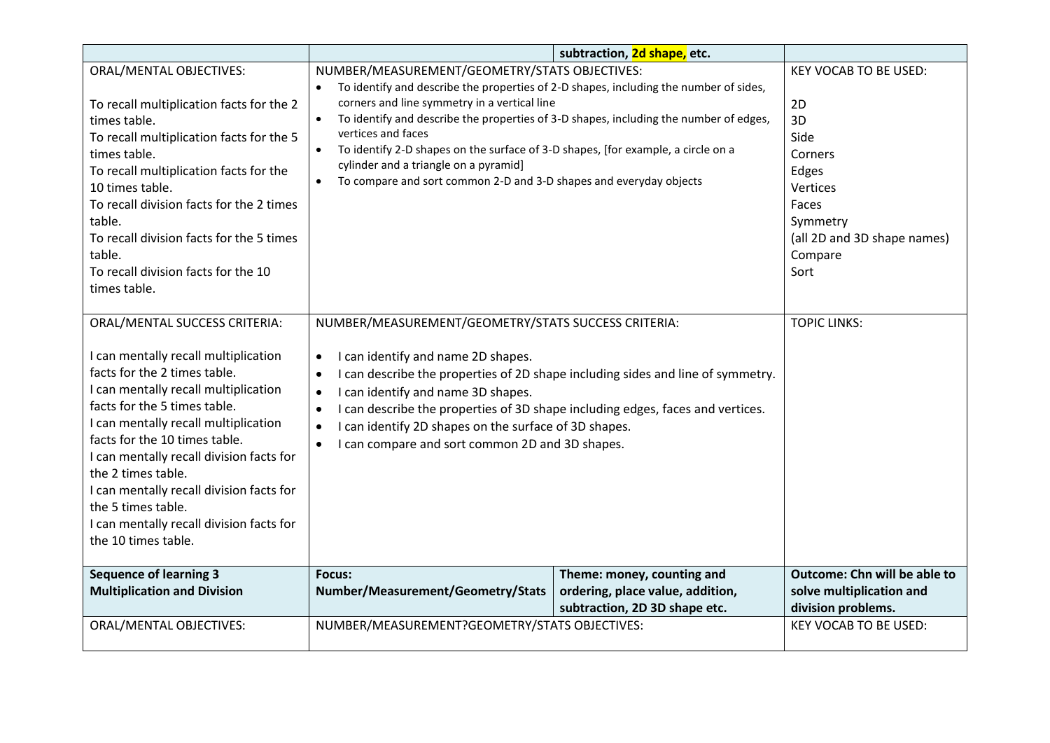| | | subtraction, 2d shape, etc. | |
|---|---|---|---|
| ORAL/MENTAL OBJECTIVES:<br><br>To recall multiplication facts for the 2 times table.<br>To recall multiplication facts for the 5 times table.<br>To recall multiplication facts for the 10 times table.<br>To recall division facts for the 2 times table.<br>To recall division facts for the 5 times table.<br>To recall division facts for the 10 times table. | NUMBER/MEASUREMENT/GEOMETRY/STATS OBJECTIVES:<br>• To identify and describe the properties of 2-D shapes, including the number of sides, corners and line symmetry in a vertical line<br>• To identify and describe the properties of 3-D shapes, including the number of edges, vertices and faces<br>• To identify 2-D shapes on the surface of 3-D shapes, [for example, a circle on a cylinder and a triangle on a pyramid]<br>• To compare and sort common 2-D and 3-D shapes and everyday objects | | KEY VOCAB TO BE USED:<br><br>2D<br>3D<br>Side<br>Corners<br>Edges<br>Vertices<br>Faces<br>Symmetry<br>(all 2D and 3D shape names)<br>Compare<br>Sort |
| ORAL/MENTAL SUCCESS CRITERIA:<br><br>I can mentally recall multiplication facts for the 2 times table.<br>I can mentally recall multiplication facts for the 5 times table.<br>I can mentally recall multiplication facts for the 10 times table.<br>I can mentally recall division facts for the 2 times table.<br>I can mentally recall division facts for the 5 times table.<br>I can mentally recall division facts for the 10 times table. | NUMBER/MEASUREMENT/GEOMETRY/STATS SUCCESS CRITERIA:<br><br>• I can identify and name 2D shapes.<br>• I can describe the properties of 2D shape including sides and line of symmetry.<br>• I can identify and name 3D shapes.<br>• I can describe the properties of 3D shape including edges, faces and vertices.<br>• I can identify 2D shapes on the surface of 3D shapes.<br>• I can compare and sort common 2D and 3D shapes. | | TOPIC LINKS: |
| **Sequence of learning 3**<br>**Multiplication and Division** | **Focus:**<br>**Number/Measurement/Geometry/Stats** | **Theme: money, counting and ordering, place value, addition, subtraction, 2D 3D shape etc.** | **Outcome: Chn will be able to solve multiplication and division problems.** |
| ORAL/MENTAL OBJECTIVES: | NUMBER/MEASUREMENT?GEOMETRY/STATS OBJECTIVES: | | KEY VOCAB TO BE USED: |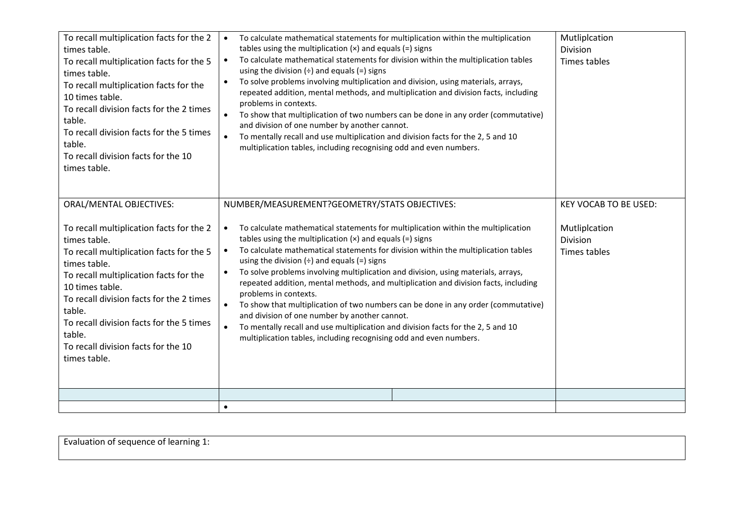| | | |
|---|---|---|
| To recall multiplication facts for the 2 times table.<br>To recall multiplication facts for the 5 times table.<br>To recall multiplication facts for the 10 times table.<br>To recall division facts for the 2 times table.<br>To recall division facts for the 5 times table.<br>To recall division facts for the 10 times table. | • To calculate mathematical statements for multiplication within the multiplication tables using the multiplication (×) and equals (=) signs<br>• To calculate mathematical statements for division within the multiplication tables using the division (÷) and equals (=) signs<br>• To solve problems involving multiplication and division, using materials, arrays, repeated addition, mental methods, and multiplication and division facts, including problems in contexts.<br>• To show that multiplication of two numbers can be done in any order (commutative) and division of one number by another cannot.<br>• To mentally recall and use multiplication and division facts for the 2, 5 and 10 multiplication tables, including recognising odd and even numbers. | Mutliplcation<br>Division<br>Times tables |
| ORAL/MENTAL OBJECTIVES:<br><br>To recall multiplication facts for the 2 times table.<br>To recall multiplication facts for the 5 times table.<br>To recall multiplication facts for the 10 times table.<br>To recall division facts for the 2 times table.<br>To recall division facts for the 5 times table.<br>To recall division facts for the 10 times table. | NUMBER/MEASUREMENT?GEOMETRY/STATS OBJECTIVES:<br><br>• To calculate mathematical statements for multiplication within the multiplication tables using the multiplication (×) and equals (=) signs<br>• To calculate mathematical statements for division within the multiplication tables using the division (÷) and equals (=) signs<br>• To solve problems involving multiplication and division, using materials, arrays, repeated addition, mental methods, and multiplication and division facts, including problems in contexts.<br>• To show that multiplication of two numbers can be done in any order (commutative) and division of one number by another cannot.<br>• To mentally recall and use multiplication and division facts for the 2, 5 and 10 multiplication tables, including recognising odd and even numbers. | KEY VOCAB TO BE USED:<br><br>Mutliplcation<br>Division<br>Times tables |
| | | |
| | • | |

| Evaluation of sequence of learning 1: |
|---|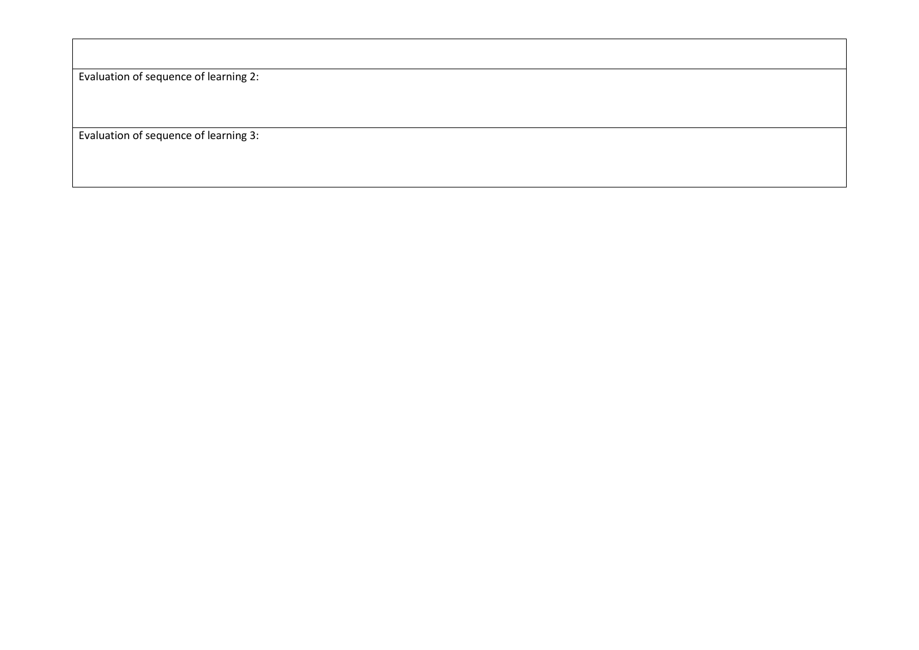| |
|---|
| |
| Evaluation of sequence of learning 2: |
| Evaluation of sequence of learning 3: |